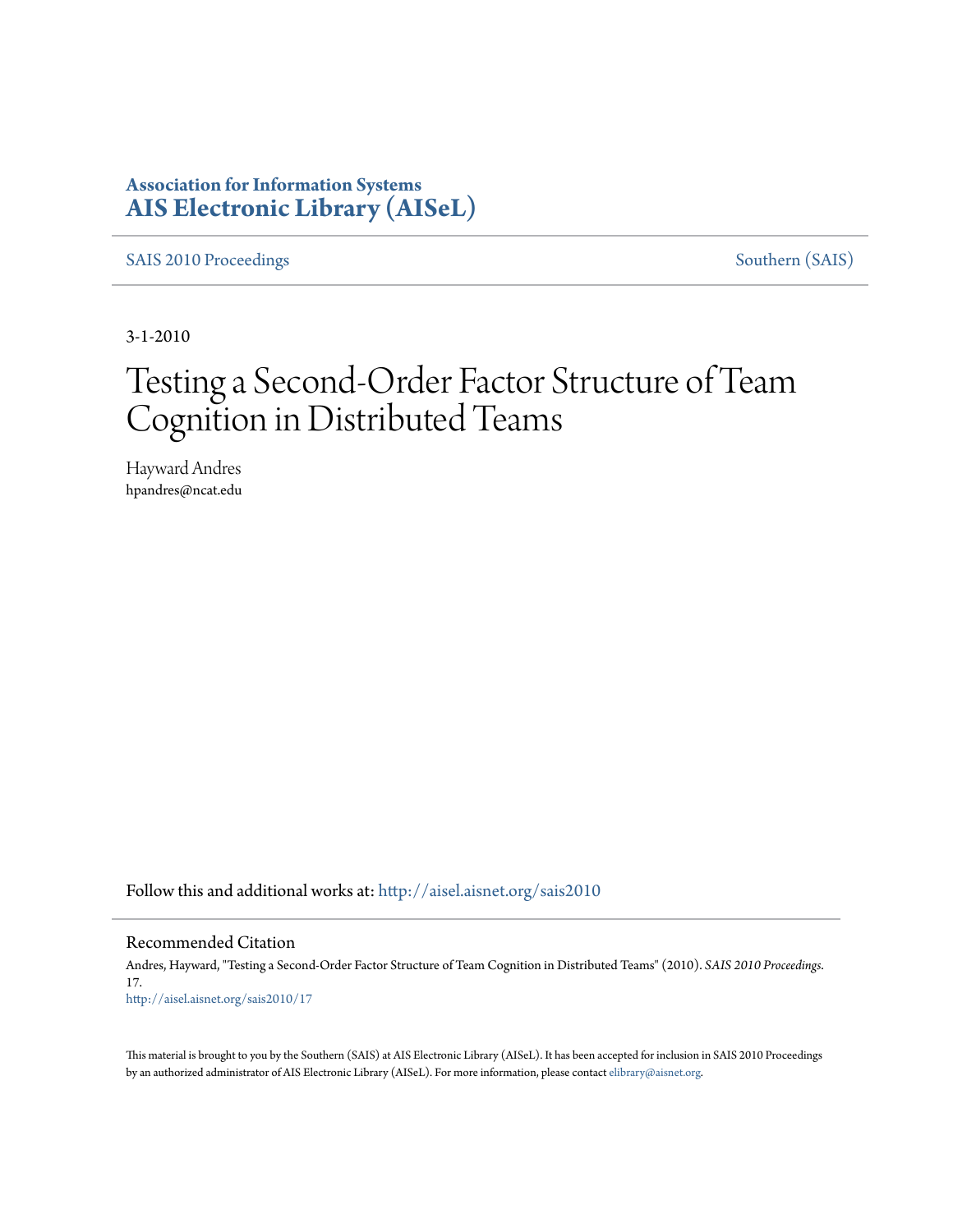**Association for Information Systems**
**AIS Electronic Library (AISeL)**

SAIS 2010 Proceedings | Southern (SAIS)

3-1-2010

# Testing a Second-Order Factor Structure of Team Cognition in Distributed Teams

Hayward Andres
hpandres@ncat.edu

Follow this and additional works at: http://aisel.aisnet.org/sais2010

## Recommended Citation

Andres, Hayward, "Testing a Second-Order Factor Structure of Team Cognition in Distributed Teams" (2010). *SAIS 2010 Proceedings*. 17.
http://aisel.aisnet.org/sais2010/17

This material is brought to you by the Southern (SAIS) at AIS Electronic Library (AISeL). It has been accepted for inclusion in SAIS 2010 Proceedings by an authorized administrator of AIS Electronic Library (AISeL). For more information, please contact elibrary@aisnet.org.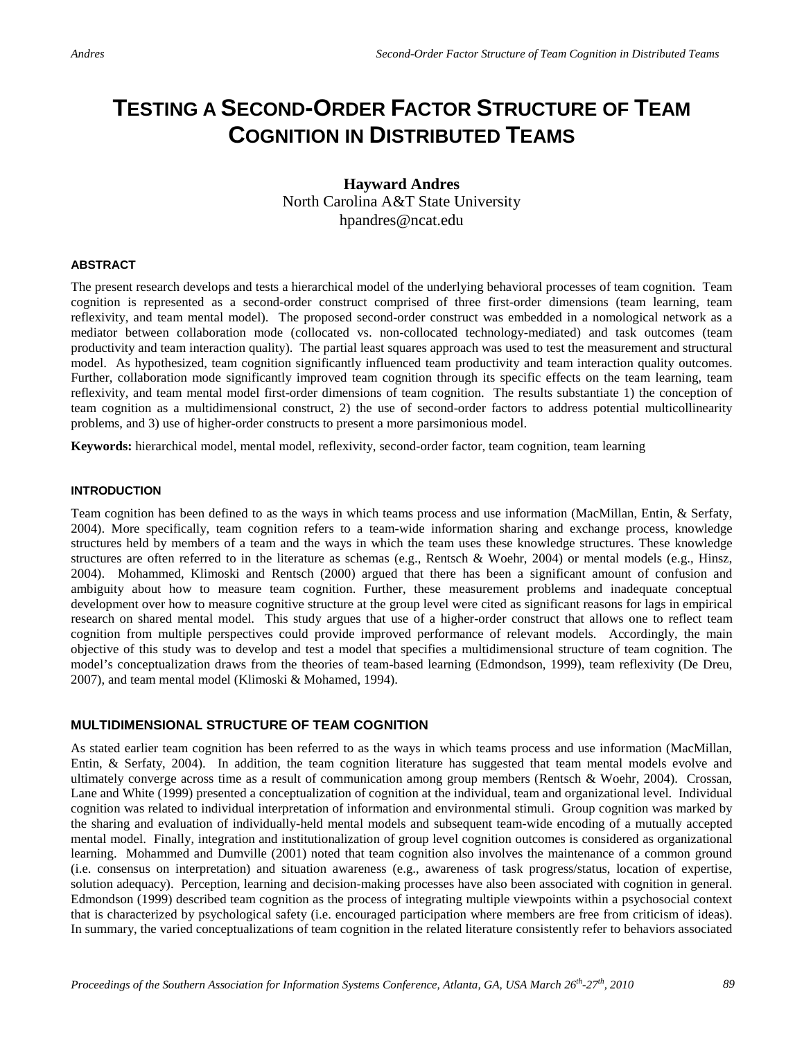# TESTING A SECOND-ORDER FACTOR STRUCTURE OF TEAM COGNITION IN DISTRIBUTED TEAMS

**Hayward Andres**
North Carolina A&T State University
hpandres@ncat.edu

#### ABSTRACT

The present research develops and tests a hierarchical model of the underlying behavioral processes of team cognition. Team cognition is represented as a second-order construct comprised of three first-order dimensions (team learning, team reflexivity, and team mental model). The proposed second-order construct was embedded in a nomological network as a mediator between collaboration mode (collocated vs. non-collocated technology-mediated) and task outcomes (team productivity and team interaction quality). The partial least squares approach was used to test the measurement and structural model. As hypothesized, team cognition significantly influenced team productivity and team interaction quality outcomes. Further, collaboration mode significantly improved team cognition through its specific effects on the team learning, team reflexivity, and team mental model first-order dimensions of team cognition. The results substantiate 1) the conception of team cognition as a multidimensional construct, 2) the use of second-order factors to address potential multicollinearity problems, and 3) use of higher-order constructs to present a more parsimonious model.

**Keywords:** hierarchical model, mental model, reflexivity, second-order factor, team cognition, team learning

#### INTRODUCTION

Team cognition has been defined to as the ways in which teams process and use information (MacMillan, Entin, & Serfaty, 2004). More specifically, team cognition refers to a team-wide information sharing and exchange process, knowledge structures held by members of a team and the ways in which the team uses these knowledge structures. These knowledge structures are often referred to in the literature as schemas (e.g., Rentsch & Woehr, 2004) or mental models (e.g., Hinsz, 2004). Mohammed, Klimoski and Rentsch (2000) argued that there has been a significant amount of confusion and ambiguity about how to measure team cognition. Further, these measurement problems and inadequate conceptual development over how to measure cognitive structure at the group level were cited as significant reasons for lags in empirical research on shared mental model. This study argues that use of a higher-order construct that allows one to reflect team cognition from multiple perspectives could provide improved performance of relevant models. Accordingly, the main objective of this study was to develop and test a model that specifies a multidimensional structure of team cognition. The model's conceptualization draws from the theories of team-based learning (Edmondson, 1999), team reflexivity (De Dreu, 2007), and team mental model (Klimoski & Mohamed, 1994).

### MULTIDIMENSIONAL STRUCTURE OF TEAM COGNITION

As stated earlier team cognition has been referred to as the ways in which teams process and use information (MacMillan, Entin, & Serfaty, 2004). In addition, the team cognition literature has suggested that team mental models evolve and ultimately converge across time as a result of communication among group members (Rentsch & Woehr, 2004). Crossan, Lane and White (1999) presented a conceptualization of cognition at the individual, team and organizational level. Individual cognition was related to individual interpretation of information and environmental stimuli. Group cognition was marked by the sharing and evaluation of individually-held mental models and subsequent team-wide encoding of a mutually accepted mental model. Finally, integration and institutionalization of group level cognition outcomes is considered as organizational learning. Mohammed and Dumville (2001) noted that team cognition also involves the maintenance of a common ground (i.e. consensus on interpretation) and situation awareness (e.g., awareness of task progress/status, location of expertise, solution adequacy). Perception, learning and decision-making processes have also been associated with cognition in general. Edmondson (1999) described team cognition as the process of integrating multiple viewpoints within a psychosocial context that is characterized by psychological safety (i.e. encouraged participation where members are free from criticism of ideas). In summary, the varied conceptualizations of team cognition in the related literature consistently refer to behaviors associated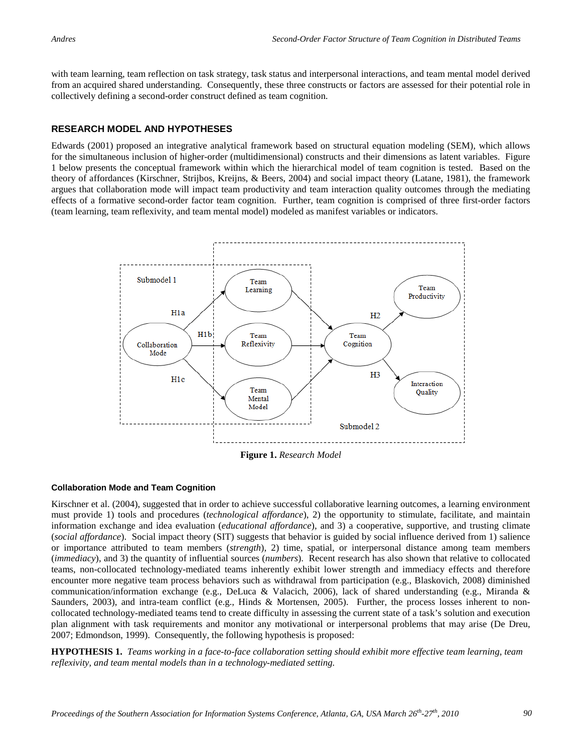with team learning, team reflection on task strategy, task status and interpersonal interactions, and team mental model derived from an acquired shared understanding. Consequently, these three constructs or factors are assessed for their potential role in collectively defining a second-order construct defined as team cognition.

## RESEARCH MODEL AND HYPOTHESES

Edwards (2001) proposed an integrative analytical framework based on structural equation modeling (SEM), which allows for the simultaneous inclusion of higher-order (multidimensional) constructs and their dimensions as latent variables. Figure 1 below presents the conceptual framework within which the hierarchical model of team cognition is tested. Based on the theory of affordances (Kirschner, Strijbos, Kreijns, & Beers, 2004) and social impact theory (Latane, 1981), the framework argues that collaboration mode will impact team productivity and team interaction quality outcomes through the mediating effects of a formative second-order factor team cognition. Further, team cognition is comprised of three first-order factors (team learning, team reflexivity, and team mental model) modeled as manifest variables or indicators.

**Figure 1.** *Research Model*

### Collaboration Mode and Team Cognition

Kirschner et al. (2004), suggested that in order to achieve successful collaborative learning outcomes, a learning environment must provide 1) tools and procedures (*technological affordance*), 2) the opportunity to stimulate, facilitate, and maintain information exchange and idea evaluation (*educational affordance*), and 3) a cooperative, supportive, and trusting climate (*social affordance*). Social impact theory (SIT) suggests that behavior is guided by social influence derived from 1) salience or importance attributed to team members (*strength*), 2) time, spatial, or interpersonal distance among team members (*immediacy*), and 3) the quantity of influential sources (*numbers*). Recent research has also shown that relative to collocated teams, non-collocated technology-mediated teams inherently exhibit lower strength and immediacy effects and therefore encounter more negative team process behaviors such as withdrawal from participation (e.g., Blaskovich, 2008) diminished communication/information exchange (e.g., DeLuca & Valacich, 2006), lack of shared understanding (e.g., Miranda & Saunders, 2003), and intra-team conflict (e.g., Hinds & Mortensen, 2005). Further, the process losses inherent to non-collocated technology-mediated teams tend to create difficulty in assessing the current state of a task's solution and execution plan alignment with task requirements and monitor any motivational or interpersonal problems that may arise (De Dreu, 2007; Edmondson, 1999). Consequently, the following hypothesis is proposed:

**HYPOTHESIS 1.** *Teams working in a face-to-face collaboration setting should exhibit more effective team learning, team reflexivity, and team mental models than in a technology-mediated setting.*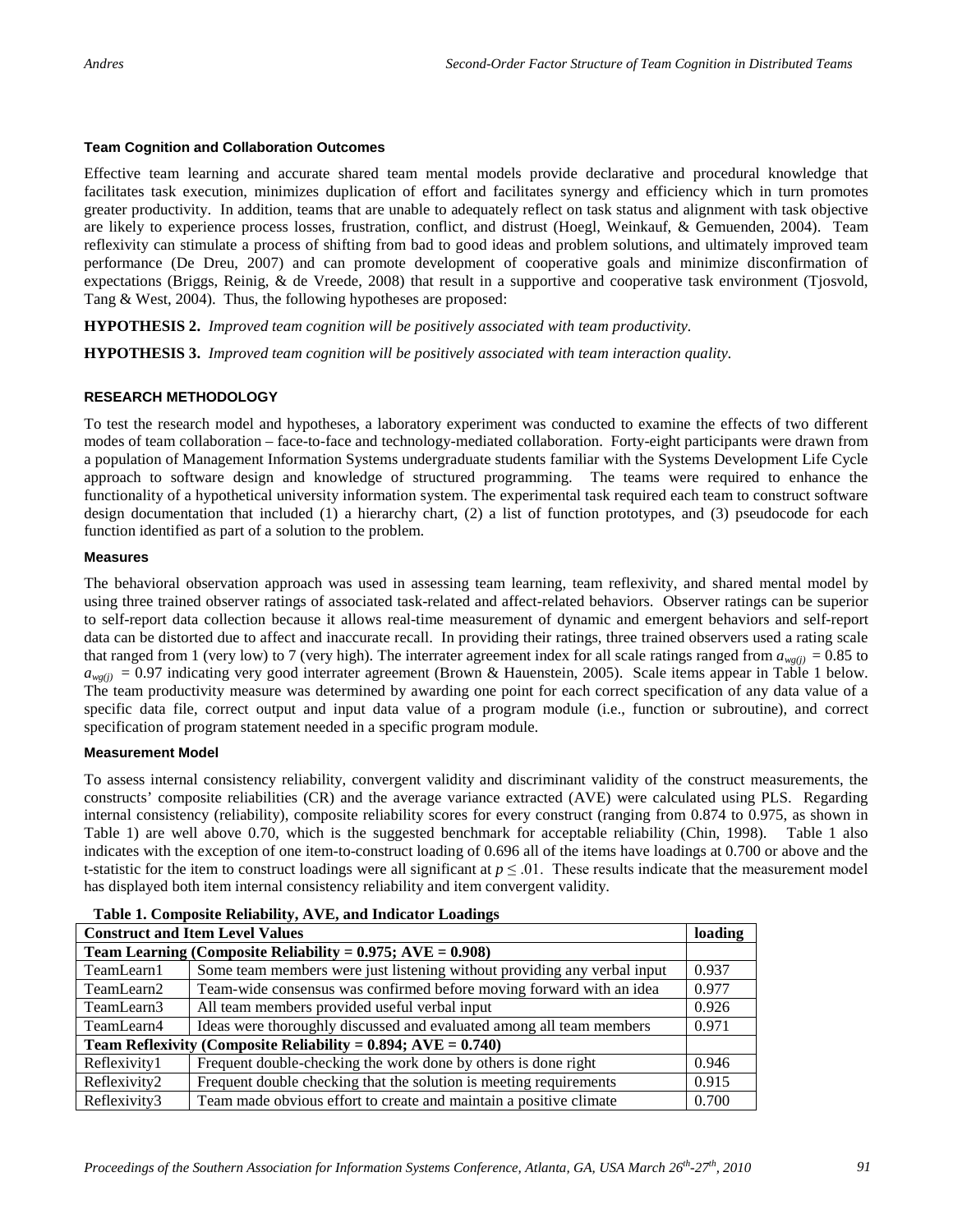### Team Cognition and Collaboration Outcomes

Effective team learning and accurate shared team mental models provide declarative and procedural knowledge that facilitates task execution, minimizes duplication of effort and facilitates synergy and efficiency which in turn promotes greater productivity. In addition, teams that are unable to adequately reflect on task status and alignment with task objective are likely to experience process losses, frustration, conflict, and distrust (Hoegl, Weinkauf, & Gemuenden, 2004). Team reflexivity can stimulate a process of shifting from bad to good ideas and problem solutions, and ultimately improved team performance (De Dreu, 2007) and can promote development of cooperative goals and minimize disconfirmation of expectations (Briggs, Reinig, & de Vreede, 2008) that result in a supportive and cooperative task environment (Tjosvold, Tang & West, 2004). Thus, the following hypotheses are proposed:

**HYPOTHESIS 2.** *Improved team cognition will be positively associated with team productivity.*

**HYPOTHESIS 3.** *Improved team cognition will be positively associated with team interaction quality.*

## RESEARCH METHODOLOGY

To test the research model and hypotheses, a laboratory experiment was conducted to examine the effects of two different modes of team collaboration – face-to-face and technology-mediated collaboration. Forty-eight participants were drawn from a population of Management Information Systems undergraduate students familiar with the Systems Development Life Cycle approach to software design and knowledge of structured programming. The teams were required to enhance the functionality of a hypothetical university information system. The experimental task required each team to construct software design documentation that included (1) a hierarchy chart, (2) a list of function prototypes, and (3) pseudocode for each function identified as part of a solution to the problem.

### Measures

The behavioral observation approach was used in assessing team learning, team reflexivity, and shared mental model by using three trained observer ratings of associated task-related and affect-related behaviors. Observer ratings can be superior to self-report data collection because it allows real-time measurement of dynamic and emergent behaviors and self-report data can be distorted due to affect and inaccurate recall. In providing their ratings, three trained observers used a rating scale that ranged from 1 (very low) to 7 (very high). The interrater agreement index for all scale ratings ranged from $a_{wg(j)} = 0.85$ to $a_{wg(j)} = 0.97$ indicating very good interrater agreement (Brown & Hauenstein, 2005). Scale items appear in Table 1 below. The team productivity measure was determined by awarding one point for each correct specification of any data value of a specific data file, correct output and input data value of a program module (i.e., function or subroutine), and correct specification of program statement needed in a specific program module.

### Measurement Model

To assess internal consistency reliability, convergent validity and discriminant validity of the construct measurements, the constructs' composite reliabilities (CR) and the average variance extracted (AVE) were calculated using PLS. Regarding internal consistency (reliability), composite reliability scores for every construct (ranging from 0.874 to 0.975, as shown in Table 1) are well above 0.70, which is the suggested benchmark for acceptable reliability (Chin, 1998). Table 1 also indicates with the exception of one item-to-construct loading of 0.696 all of the items have loadings at 0.700 or above and the t-statistic for the item to construct loadings were all significant at $p \le .01$. These results indicate that the measurement model has displayed both item internal consistency reliability and item convergent validity.

**Table 1. Composite Reliability, AVE, and Indicator Loadings**

| **Construct and Item Level Values** | | **loading** |
|---|---|---|
| **Team Learning (Composite Reliability = 0.975; AVE = 0.908)** | | |
| TeamLearn1 | Some team members were just listening without providing any verbal input | 0.937 |
| TeamLearn2 | Team-wide consensus was confirmed before moving forward with an idea | 0.977 |
| TeamLearn3 | All team members provided useful verbal input | 0.926 |
| TeamLearn4 | Ideas were thoroughly discussed and evaluated among all team members | 0.971 |
| **Team Reflexivity (Composite Reliability = 0.894; AVE = 0.740)** | | |
| Reflexivity1 | Frequent double-checking the work done by others is done right | 0.946 |
| Reflexivity2 | Frequent double checking that the solution is meeting requirements | 0.915 |
| Reflexivity3 | Team made obvious effort to create and maintain a positive climate | 0.700 |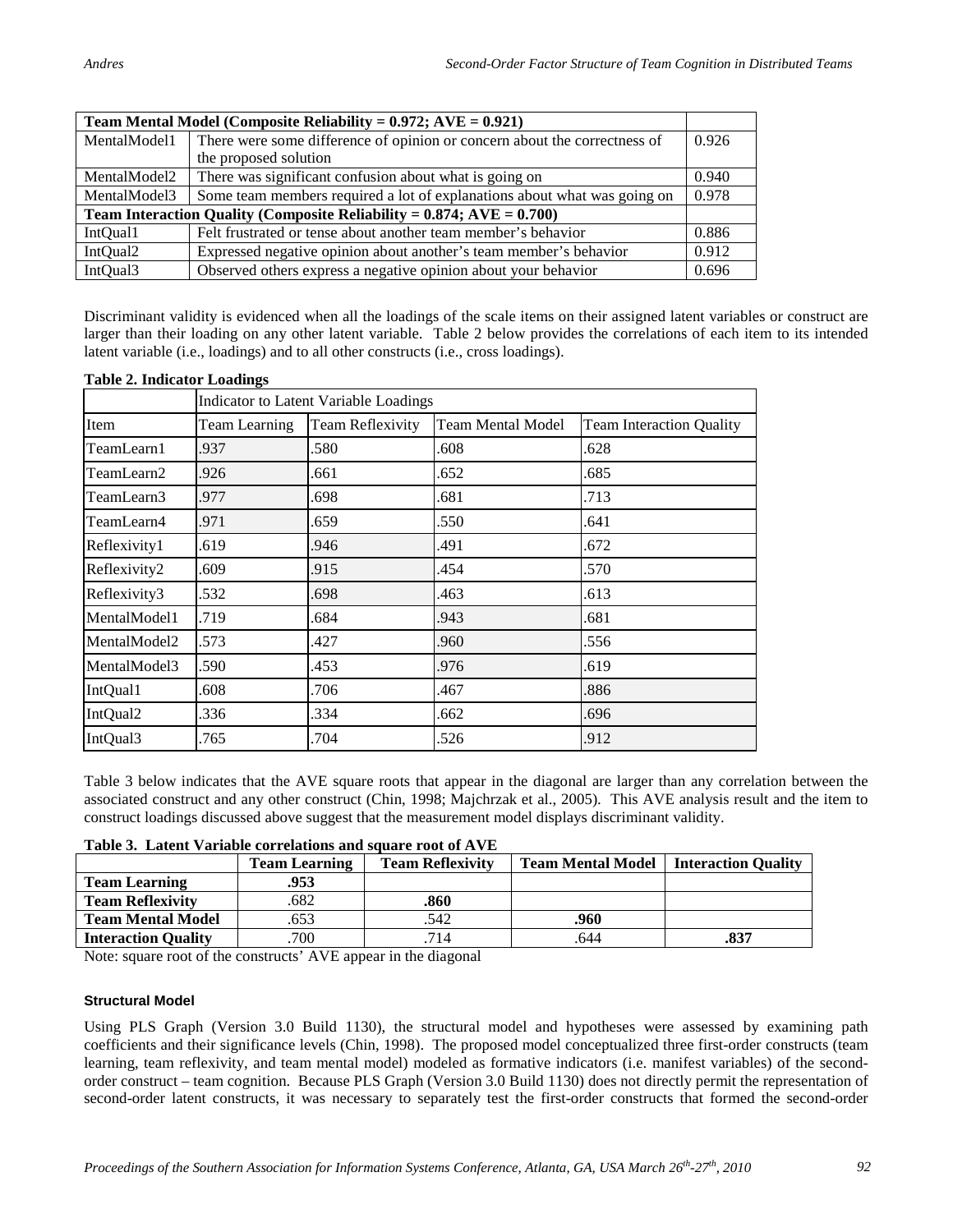| Team Mental Model (Composite Reliability = 0.972; AVE = 0.921) | | |
|---|---|---|
| MentalModel1 | There were some difference of opinion or concern about the correctness of the proposed solution | 0.926 |
| MentalModel2 | There was significant confusion about what is going on | 0.940 |
| MentalModel3 | Some team members required a lot of explanations about what was going on | 0.978 |
| **Team Interaction Quality (Composite Reliability = 0.874; AVE = 0.700)** | | |
| IntQual1 | Felt frustrated or tense about another team member's behavior | 0.886 |
| IntQual2 | Expressed negative opinion about another's team member's behavior | 0.912 |
| IntQual3 | Observed others express a negative opinion about your behavior | 0.696 |

Discriminant validity is evidenced when all the loadings of the scale items on their assigned latent variables or construct are larger than their loading on any other latent variable. Table 2 below provides the correlations of each item to its intended latent variable (i.e., loadings) and to all other constructs (i.e., cross loadings).

**Table 2. Indicator Loadings**

| | Indicator to Latent Variable Loadings | | | |
|---|---|---|---|---|
| Item | Team Learning | Team Reflexivity | Team Mental Model | Team Interaction Quality |
| TeamLearn1 | .937 | .580 | .608 | .628 |
| TeamLearn2 | .926 | .661 | .652 | .685 |
| TeamLearn3 | .977 | .698 | .681 | .713 |
| TeamLearn4 | .971 | .659 | .550 | .641 |
| Reflexivity1 | .619 | .946 | .491 | .672 |
| Reflexivity2 | .609 | .915 | .454 | .570 |
| Reflexivity3 | .532 | .698 | .463 | .613 |
| MentalModel1 | .719 | .684 | .943 | .681 |
| MentalModel2 | .573 | .427 | .960 | .556 |
| MentalModel3 | .590 | .453 | .976 | .619 |
| IntQual1 | .608 | .706 | .467 | .886 |
| IntQual2 | .336 | .334 | .662 | .696 |
| IntQual3 | .765 | .704 | .526 | .912 |

Table 3 below indicates that the AVE square roots that appear in the diagonal are larger than any correlation between the associated construct and any other construct (Chin, 1998; Majchrzak et al., 2005). This AVE analysis result and the item to construct loadings discussed above suggest that the measurement model displays discriminant validity.

**Table 3. Latent Variable correlations and square root of AVE**

| | Team Learning | Team Reflexivity | Team Mental Model | Interaction Quality |
|---|---|---|---|---|
| **Team Learning** | **.953** | | | |
| **Team Reflexivity** | .682 | **.860** | | |
| **Team Mental Model** | .653 | .542 | **.960** | |
| **Interaction Quality** | .700 | .714 | .644 | **.837** |

Note: square root of the constructs' AVE appear in the diagonal

#### Structural Model

Using PLS Graph (Version 3.0 Build 1130), the structural model and hypotheses were assessed by examining path coefficients and their significance levels (Chin, 1998). The proposed model conceptualized three first-order constructs (team learning, team reflexivity, and team mental model) modeled as formative indicators (i.e. manifest variables) of the second-order construct – team cognition. Because PLS Graph (Version 3.0 Build 1130) does not directly permit the representation of second-order latent constructs, it was necessary to separately test the first-order constructs that formed the second-order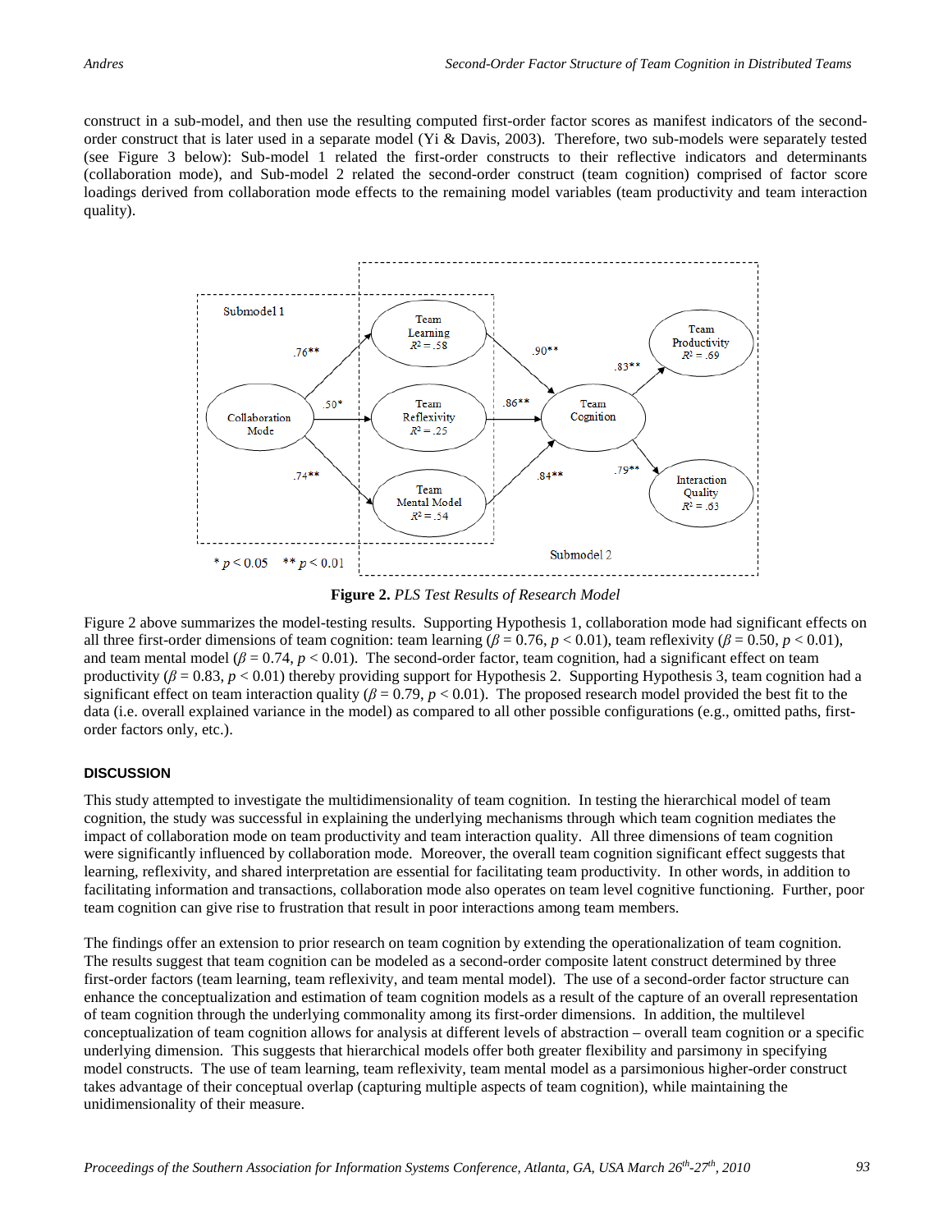construct in a sub-model, and then use the resulting computed first-order factor scores as manifest indicators of the second-order construct that is later used in a separate model (Yi & Davis, 2003). Therefore, two sub-models were separately tested (see Figure 3 below): Sub-model 1 related the first-order constructs to their reflective indicators and determinants (collaboration mode), and Sub-model 2 related the second-order construct (team cognition) comprised of factor score loadings derived from collaboration mode effects to the remaining model variables (team productivity and team interaction quality).

**Figure 2.** *PLS Test Results of Research Model*

Figure 2 above summarizes the model-testing results. Supporting Hypothesis 1, collaboration mode had significant effects on all three first-order dimensions of team cognition: team learning ($\beta = 0.76$, $p < 0.01$), team reflexivity ($\beta = 0.50$, $p < 0.01$), and team mental model ($\beta = 0.74$, $p < 0.01$). The second-order factor, team cognition, had a significant effect on team productivity ($\beta = 0.83$, $p < 0.01$) thereby providing support for Hypothesis 2. Supporting Hypothesis 3, team cognition had a significant effect on team interaction quality ($\beta = 0.79$, $p < 0.01$). The proposed research model provided the best fit to the data (i.e. overall explained variance in the model) as compared to all other possible configurations (e.g., omitted paths, first-order factors only, etc.).

## DISCUSSION

This study attempted to investigate the multidimensionality of team cognition. In testing the hierarchical model of team cognition, the study was successful in explaining the underlying mechanisms through which team cognition mediates the impact of collaboration mode on team productivity and team interaction quality. All three dimensions of team cognition were significantly influenced by collaboration mode. Moreover, the overall team cognition significant effect suggests that learning, reflexivity, and shared interpretation are essential for facilitating team productivity. In other words, in addition to facilitating information and transactions, collaboration mode also operates on team level cognitive functioning. Further, poor team cognition can give rise to frustration that result in poor interactions among team members.

The findings offer an extension to prior research on team cognition by extending the operationalization of team cognition. The results suggest that team cognition can be modeled as a second-order composite latent construct determined by three first-order factors (team learning, team reflexivity, and team mental model). The use of a second-order factor structure can enhance the conceptualization and estimation of team cognition models as a result of the capture of an overall representation of team cognition through the underlying commonality among its first-order dimensions. In addition, the multilevel conceptualization of team cognition allows for analysis at different levels of abstraction – overall team cognition or a specific underlying dimension. This suggests that hierarchical models offer both greater flexibility and parsimony in specifying model constructs. The use of team learning, team reflexivity, team mental model as a parsimonious higher-order construct takes advantage of their conceptual overlap (capturing multiple aspects of team cognition), while maintaining the unidimensionality of their measure.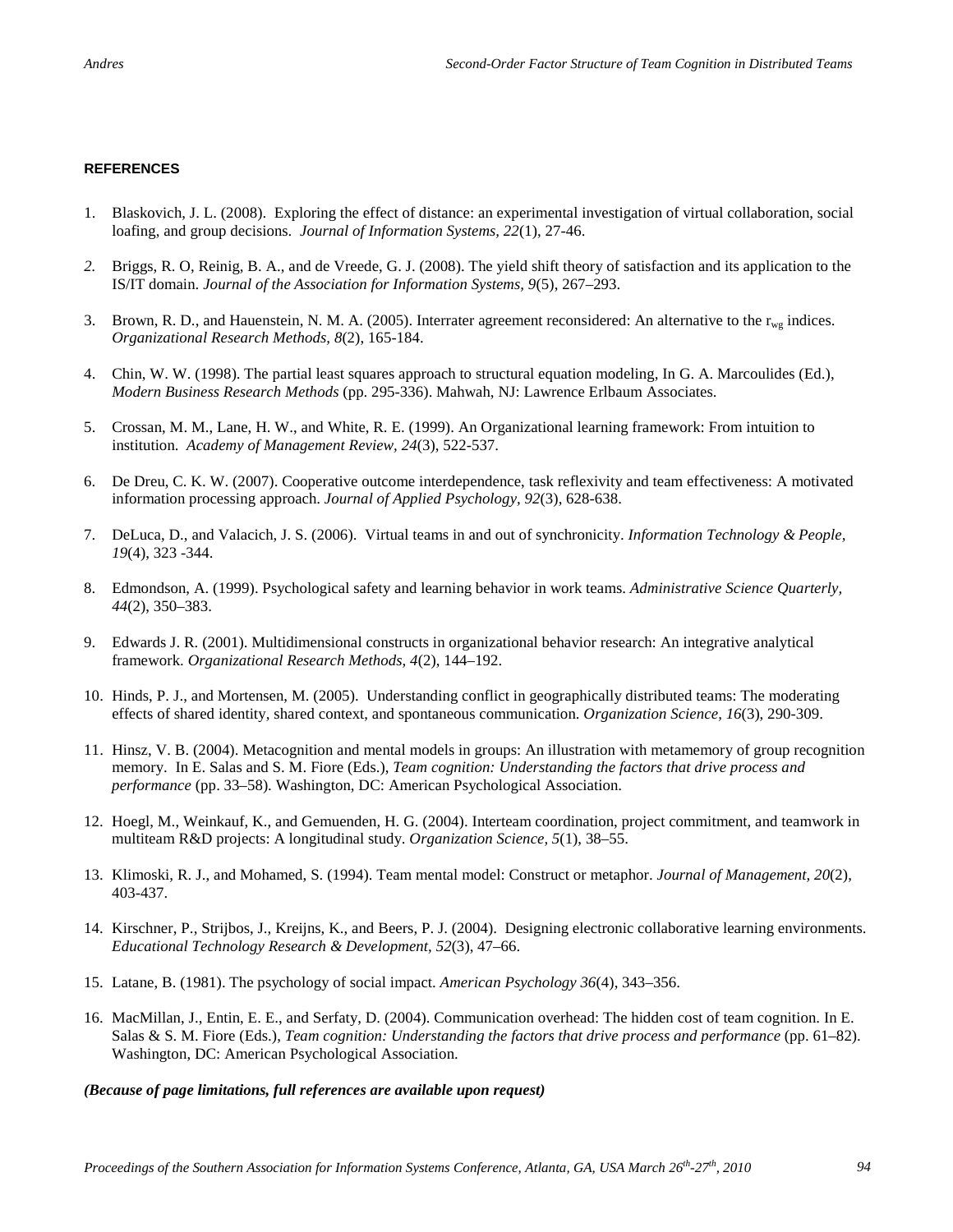**REFERENCES**

1. Blaskovich, J. L. (2008). Exploring the effect of distance: an experimental investigation of virtual collaboration, social loafing, and group decisions. *Journal of Information Systems, 22*(1), 27-46.

2. Briggs, R. O, Reinig, B. A., and de Vreede, G. J. (2008). The yield shift theory of satisfaction and its application to the IS/IT domain. *Journal of the Association for Information Systems, 9*(5), 267–293.

3. Brown, R. D., and Hauenstein, N. M. A. (2005). Interrater agreement reconsidered: An alternative to the $r_{wg}$ indices. *Organizational Research Methods, 8*(2), 165-184.

4. Chin, W. W. (1998). The partial least squares approach to structural equation modeling, In G. A. Marcoulides (Ed.), *Modern Business Research Methods* (pp. 295-336). Mahwah, NJ: Lawrence Erlbaum Associates.

5. Crossan, M. M., Lane, H. W., and White, R. E. (1999). An Organizational learning framework: From intuition to institution. *Academy of Management Review, 24*(3), 522-537.

6. De Dreu, C. K. W. (2007). Cooperative outcome interdependence, task reflexivity and team effectiveness: A motivated information processing approach. *Journal of Applied Psychology, 92*(3), 628-638.

7. DeLuca, D., and Valacich, J. S. (2006). Virtual teams in and out of synchronicity. *Information Technology & People, 19*(4), 323 -344.

8. Edmondson, A. (1999). Psychological safety and learning behavior in work teams. *Administrative Science Quarterly, 44*(2), 350–383.

9. Edwards J. R. (2001). Multidimensional constructs in organizational behavior research: An integrative analytical framework. *Organizational Research Methods, 4*(2), 144–192.

10. Hinds, P. J., and Mortensen, M. (2005). Understanding conflict in geographically distributed teams: The moderating effects of shared identity, shared context, and spontaneous communication. *Organization Science, 16*(3), 290-309.

11. Hinsz, V. B. (2004). Metacognition and mental models in groups: An illustration with metamemory of group recognition memory. In E. Salas and S. M. Fiore (Eds.), *Team cognition: Understanding the factors that drive process and performance* (pp. 33–58). Washington, DC: American Psychological Association.

12. Hoegl, M., Weinkauf, K., and Gemuenden, H. G. (2004). Interteam coordination, project commitment, and teamwork in multiteam R&D projects: A longitudinal study. *Organization Science, 5*(1), 38–55.

13. Klimoski, R. J., and Mohamed, S. (1994). Team mental model: Construct or metaphor. *Journal of Management, 20*(2), 403-437.

14. Kirschner, P., Strijbos, J., Kreijns, K., and Beers, P. J. (2004). Designing electronic collaborative learning environments. *Educational Technology Research & Development, 52*(3), 47–66.

15. Latane, B. (1981). The psychology of social impact. *American Psychology 36*(4), 343–356.

16. MacMillan, J., Entin, E. E., and Serfaty, D. (2004). Communication overhead: The hidden cost of team cognition. In E. Salas & S. M. Fiore (Eds.), *Team cognition: Understanding the factors that drive process and performance* (pp. 61–82). Washington, DC: American Psychological Association.

***(Because of page limitations, full references are available upon request)***